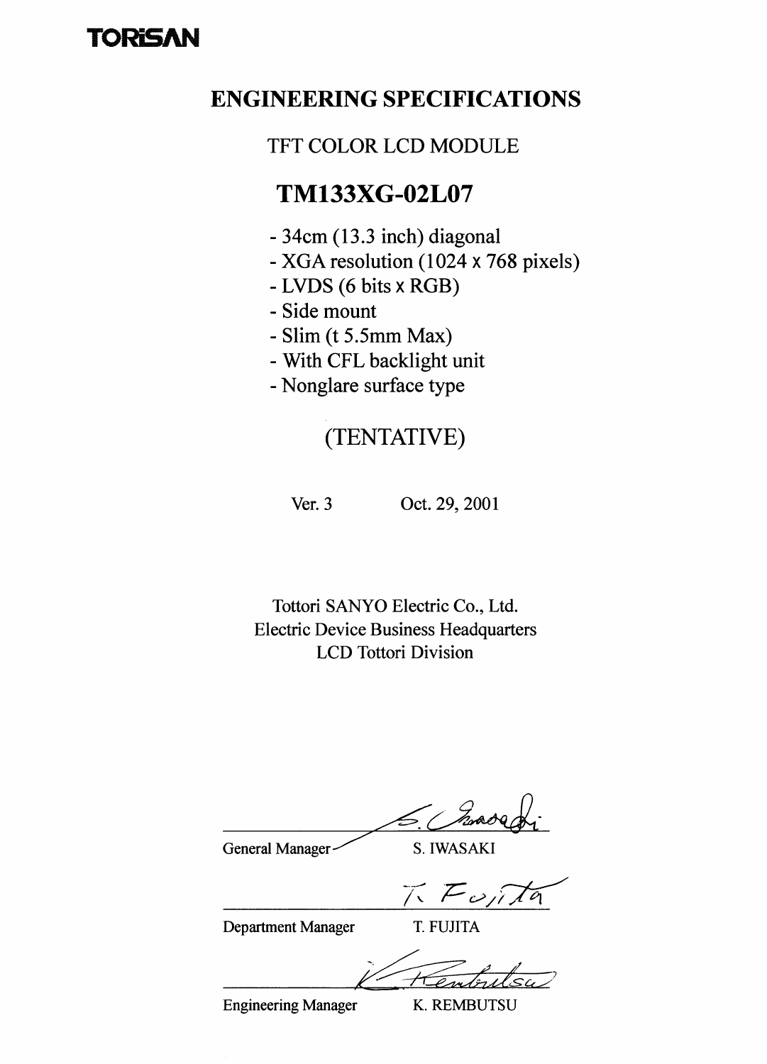TORiSAN

# ENGINEERING SPECIFICATIONS

TFT COLOR LCD MODULE

## TM133XG-02L07

- 34cm (13.3 inch) diagonal
- XGA resolution (1024 x 768 pixels)
- LVDS (6 bits x RGB)
- Side mount
- Slim (t 5.5mm Max)
- With CFL backlight unit
- Nonglare surface type

(TENTATIVE)

Ver. 3 Oct. 29, 2001

Tottori SANYO Electric Co., Ltd.
Electric Device Business Headquarters
LCD Tottori Division

General Manager S. IWASAKI

Department Manager T. FUJITA

Engineering Manager K. REMBUTSU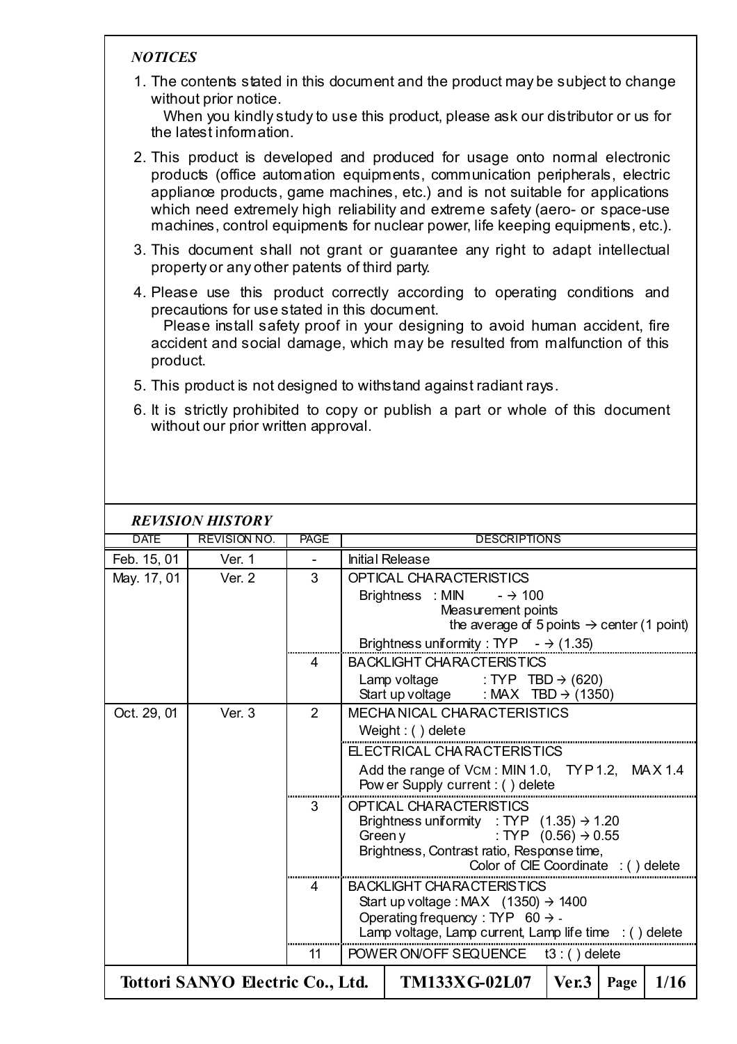### *NOTICES*

1. The contents stated in this document and the product may be subject to change without prior notice.
   When you kindly study to use this product, please ask our distributor or us for the latest information.
2. This product is developed and produced for usage onto normal electronic products (office automation equipments, communication peripherals, electric appliance products, game machines, etc.) and is not suitable for applications which need extremely high reliability and extreme safety (aero- or space-use machines, control equipments for nuclear power, life keeping equipments, etc.).
3. This document shall not grant or guarantee any right to adapt intellectual property or any other patents of third party.
4. Please use this product correctly according to operating conditions and precautions for use stated in this document.
   Please install safety proof in your designing to avoid human accident, fire accident and social damage, which may be resulted from malfunction of this product.
5. This product is not designed to withstand against radiant rays.
6. It is strictly prohibited to copy or publish a part or whole of this document without our prior written approval.

### *REVISION HISTORY*

| DATE | REVISION NO. | PAGE | DESCRIPTIONS |
|---|---|---|---|
| Feb. 15, 01 | Ver. 1 | - | Initial Release |
| May. 17, 01 | Ver. 2 | 3 | OPTICAL CHARACTERISTICS<br>Brightness : MIN - → 100<br>Measurement points<br>the average of 5 points → center (1 point)<br>Brightness uniformity : TYP - → (1.35) |
| | | 4 | BACKLIGHT CHARACTERISTICS<br>Lamp voltage : TYP TBD → (620)<br>Start up voltage : MAX TBD → (1350) |
| Oct. 29, 01 | Ver. 3 | 2 | MECHANICAL CHARACTERISTICS<br>Weight : ( ) delete |
| | | | ELECTRICAL CHARACTERISTICS<br>Add the range of $V_{CM}$ : MIN 1.0, TYP 1.2, MAX 1.4<br>Power Supply current : ( ) delete |
| | | 3 | OPTICAL CHARACTERISTICS<br>Brightness uniformity : TYP (1.35) → 1.20<br>Green y : TYP (0.56) → 0.55<br>Brightness, Contrast ratio, Response time,<br>Color of CIE Coordinate : ( ) delete |
| | | 4 | BACKLIGHT CHARACTERISTICS<br>Start up voltage : MAX (1350) → 1400<br>Operating frequency : TYP 60 → -<br>Lamp voltage, Lamp current, Lamp life time : ( ) delete |
| | | 11 | POWER ON/OFF SEQUENCE t3 : ( ) delete |

**Tottori SANYO Electric Co., Ltd.** | **TM133XG-02L07** | **Ver.3**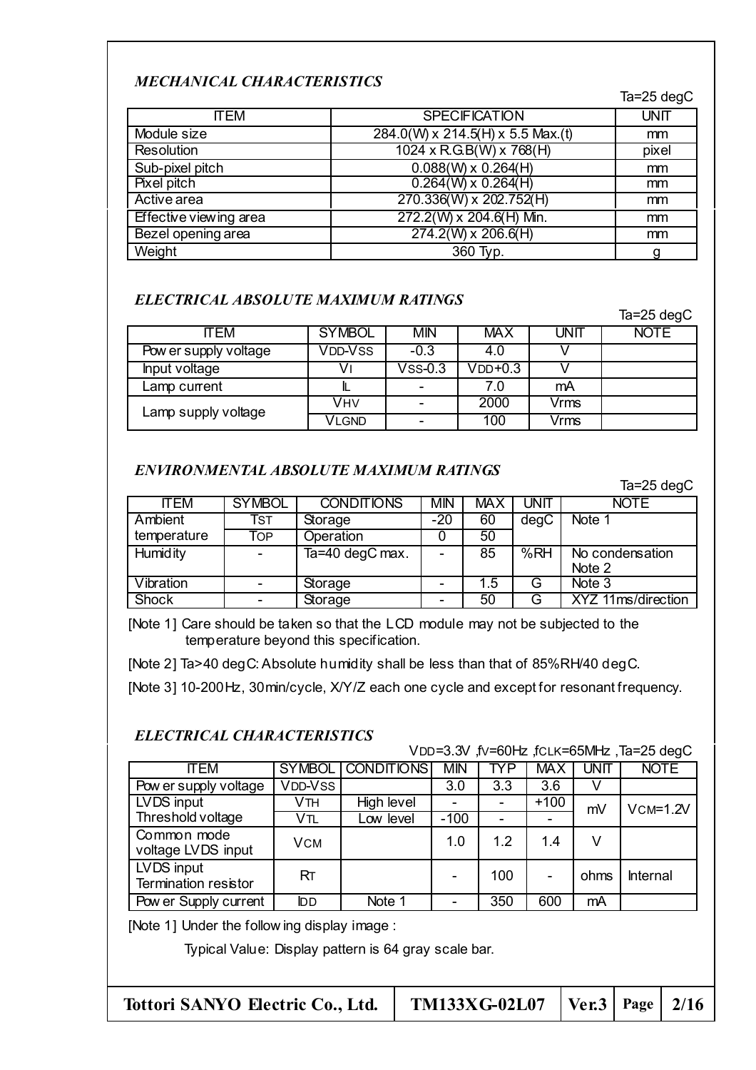### *MECHANICAL CHARACTERISTICS*

Ta=25 degC

| ITEM | SPECIFICATION | UNIT |
|---|---|---|
| Module size | 284.0(W) x 214.5(H) x 5.5 Max.(t) | mm |
| Resolution | 1024 x R.G.B(W) x 768(H) | pixel |
| Sub-pixel pitch | 0.088(W) x 0.264(H) | mm |
| Pixel pitch | 0.264(W) x 0.264(H) | mm |
| Active area | 270.336(W) x 202.752(H) | mm |
| Effective viewing area | 272.2(W) x 204.6(H) Min. | mm |
| Bezel opening area | 274.2(W) x 206.6(H) | mm |
| Weight | 360 Typ. | g |

### *ELECTRICAL ABSOLUTE MAXIMUM RATINGS*

Ta=25 degC

| ITEM | SYMBOL | MIN | MAX | UNIT | NOTE |
|---|---|---|---|---|---|
| Power supply voltage | $V_{DD}$-$V_{SS}$ | -0.3 | 4.0 | V | |
| Input voltage | $V_I$ | $V_{SS}$-0.3 | $V_{DD}$+0.3 | V | |
| Lamp current | $I_L$ | - | 7.0 | mA | |
| Lamp supply voltage | $V_{HV}$ | - | 2000 | Vrms | |
| | $V_{LGND}$ | - | 100 | Vrms | |

### *ENVIRONMENTAL ABSOLUTE MAXIMUM RATINGS*

Ta=25 degC

| ITEM | SYMBOL | CONDITIONS | MIN | MAX | UNIT | NOTE |
|---|---|---|---|---|---|---|
| Ambient temperature | $T_{ST}$ | Storage | -20 | 60 | degC | Note 1 |
| | $T_{OP}$ | Operation | 0 | 50 | | |
| Humidity | - | Ta=40 degC max. | - | 85 | %RH | No condensation Note 2 |
| Vibration | - | Storage | - | 1.5 | G | Note 3 |
| Shock | - | Storage | - | 50 | G | XYZ 11ms/direction |

[Note 1] Care should be taken so that the LCD module may not be subjected to the temperature beyond this specification.

[Note 2] Ta>40 degC: Absolute humidity shall be less than that of 85%RH/40 degC.

[Note 3] 10-200Hz, 30min/cycle, X/Y/Z each one cycle and except for resonant frequency.

### *ELECTRICAL CHARACTERISTICS*

$V_{DD}$=3.3V ,$f_V$=60Hz ,$f_{CLK}$=65MHz ,Ta=25 degC

| ITEM | SYMBOL | CONDITIONS | MIN | TYP | MAX | UNIT | NOTE |
|---|---|---|---|---|---|---|---|
| Power supply voltage | $V_{DD}$-$V_{SS}$ | | 3.0 | 3.3 | 3.6 | V | |
| LVDS input Threshold voltage | $V_{TH}$ | High level | - | - | +100 | mV | $V_{CM}$=1.2V |
| | $V_{TL}$ | Low level | -100 | - | - | | |
| Common mode voltage LVDS input | $V_{CM}$ | | 1.0 | 1.2 | 1.4 | V | |
| LVDS input Termination resistor | $R_T$ | | - | 100 | - | ohms | Internal |
| Power Supply current | $I_{DD}$ | Note 1 | - | 350 | 600 | mA | |

[Note 1] Under the following display image :

Typical Value: Display pattern is 64 gray scale bar.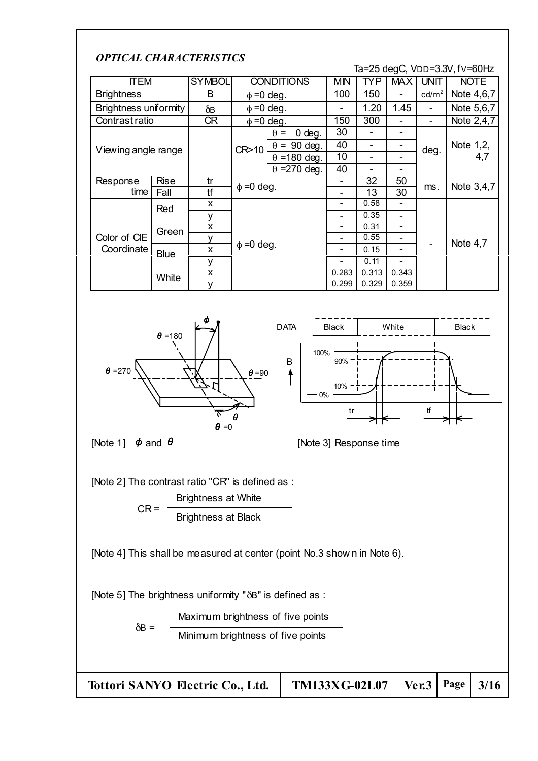### *OPTICAL CHARACTERISTICS*

Ta=25 degC, VDD=3.3V, fV=60Hz

| ITEM | | SYMBOL | CONDITIONS | | MIN | TYP | MAX | UNIT | NOTE |
|---|---|---|---|---|---|---|---|---|---|
| Brightness | | B | $\phi$ =0 deg. | | 100 | 150 | - | cd/m$^2$ | Note 4,6,7 |
| Brightness uniformity | | $\delta_B$ | $\phi$ =0 deg. | | - | 1.20 | 1.45 | - | Note 5,6,7 |
| Contrast ratio | | CR | $\phi$ =0 deg. | | 150 | 300 | - | - | Note 2,4,7 |
| Viewing angle range | | | CR>10 | $\theta$ = 0 deg. | 30 | - | - | deg. | Note 1,2,4,7 |
| | | | | $\theta$ = 90 deg. | 40 | - | - | | |
| | | | | $\theta$ =180 deg. | 10 | - | - | | |
| | | | | $\theta$ =270 deg. | 40 | - | - | | |
| Response time | Rise | tr | $\phi$ =0 deg. | | - | 32 | 50 | ms. | Note 3,4,7 |
| | Fall | tf | | | - | 13 | 30 | | |
| Color of CIE Coordinate | Red | x | $\phi$ =0 deg. | | - | 0.58 | - | - | Note 4,7 |
| | | y | | | - | 0.35 | - | | |
| | Green | x | | | - | 0.31 | - | | |
| | | y | | | - | 0.55 | - | | |
| | Blue | x | | | - | 0.15 | - | | |
| | | y | | | - | 0.11 | - | | |
| | White | x | | | 0.283 | 0.313 | 0.343 | | |
| | | y | | | 0.299 | 0.329 | 0.359 | | |

[Note 1] $\phi$ and $\theta$

[Note 3] Response time

[Note 2] The contrast ratio "CR" is defined as :

$$CR = \frac{\text{Brightness at White}}{\text{Brightness at Black}}$$

[Note 4] This shall be measured at center (point No.3 shown in Note 6).

[Note 5] The brightness uniformity "$\delta_B$" is defined as :

$$\delta_B = \frac{\text{Maximum brightness of five points}}{\text{Minimum brightness of five points}}$$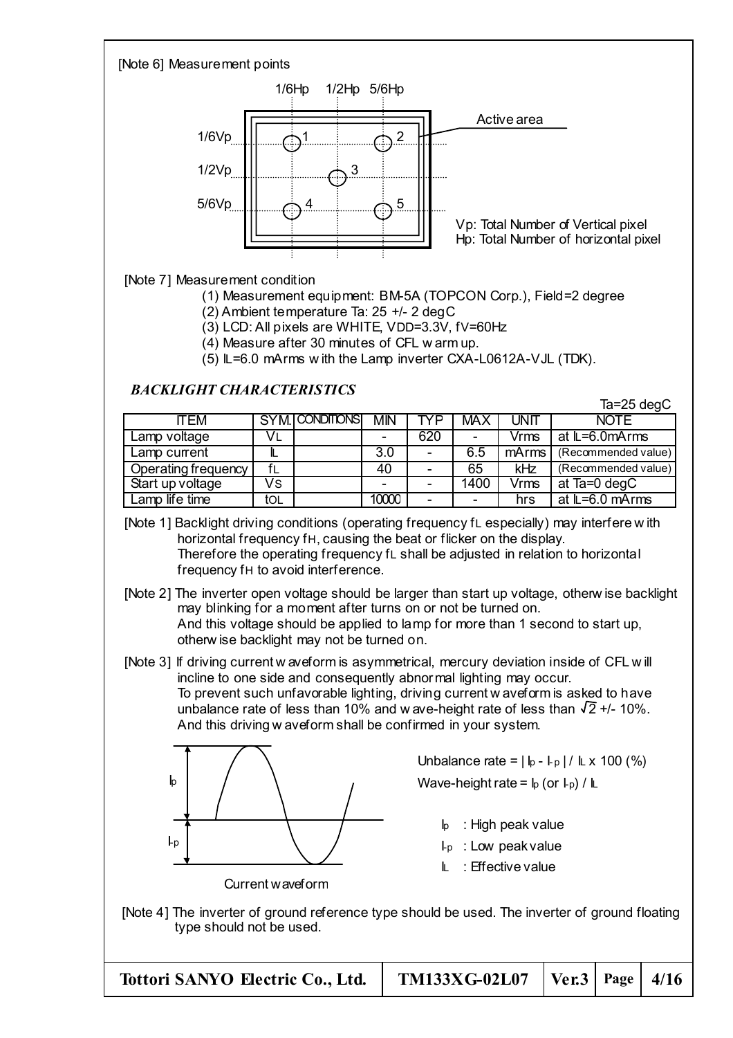[Note 6] Measurement points

1/6Hp 1/2Hp 5/6Hp

1/6Vp — 1, 2
1/2Vp — 3
5/6Vp — 4, 5

Active area

Vp: Total Number of Vertical pixel
Hp: Total Number of horizontal pixel

[Note 7] Measurement condition

(1) Measurement equipment: BM-5A (TOPCON Corp.), Field=2 degree
(2) Ambient temperature Ta: 25 +/- 2 degC
(3) LCD: All pixels are WHITE, $V_{DD}$=3.3V, $f_V$=60Hz
(4) Measure after 30 minutes of CFL warm up.
(5) $I_L$=6.0 mArms with the Lamp inverter CXA-L0612A-VJL (TDK).

### *BACKLIGHT CHARACTERISTICS*

Ta=25 degC

| ITEM | SYM. | CONDITIONS | MIN | TYP | MAX | UNIT | NOTE |
|---|---|---|---|---|---|---|---|
| Lamp voltage | $V_L$ | | - | 620 | - | Vrms | at $I_L$=6.0mArms |
| Lamp current | $I_L$ | | 3.0 | - | 6.5 | mArms | (Recommended value) |
| Operating frequency | $f_L$ | | 40 | - | 65 | kHz | (Recommended value) |
| Start up voltage | Vs | | - | - | 1400 | Vrms | at Ta=0 degC |
| Lamp life time | $t_{OL}$ | | 10000 | - | - | hrs | at $I_L$=6.0 mArms |

[Note 1] Backlight driving conditions (operating frequency $f_L$ especially) may interfere with horizontal frequency $f_H$, causing the beat or flicker on the display. Therefore the operating frequency $f_L$ shall be adjusted in relation to horizontal frequency $f_H$ to avoid interference.

[Note 2] The inverter open voltage should be larger than start up voltage, otherwise backlight may blinking for a moment after turns on or not be turned on. And this voltage should be applied to lamp for more than 1 second to start up, otherwise backlight may not be turned on.

[Note 3] If driving current waveform is asymmetrical, mercury deviation inside of CFL will incline to one side and consequently abnormal lighting may occur. To prevent such unfavorable lighting, driving current waveform is asked to have unbalance rate of less than 10% and wave-height rate of less than $\sqrt{2}$ +/- 10%. And this driving waveform shall be confirmed in your system.

Unbalance rate = $| I_p - I_{-p} | / I_L \times 100$ (%)

Wave-height rate = $I_p$ (or $I_{-p}$) / $I_L$

- $I_p$ : High peak value
- $I_{-p}$ : Low peak value
- $I_L$ : Effective value

Current waveform

[Note 4] The inverter of ground reference type should be used. The inverter of ground floating type should not be used.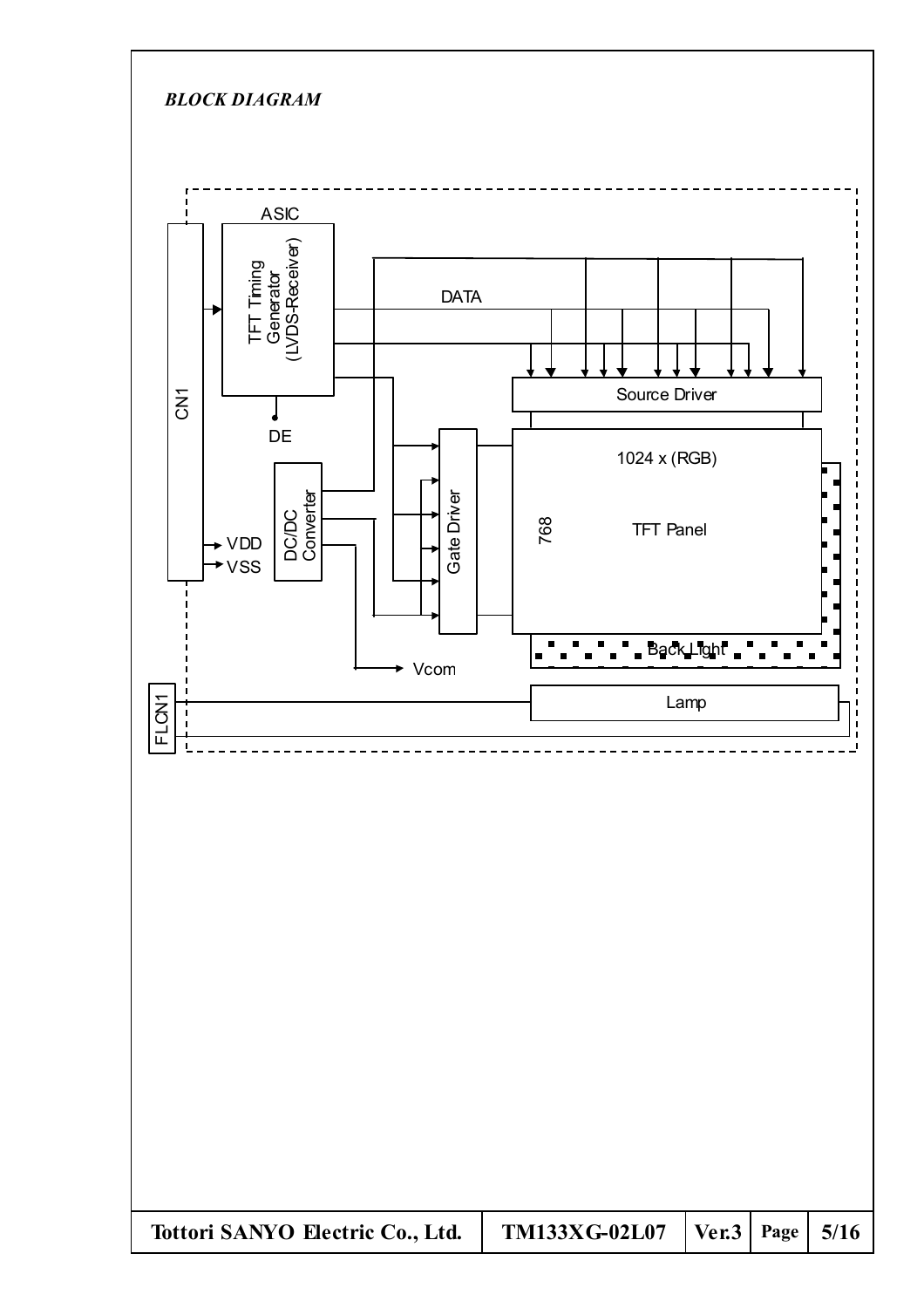***BLOCK DIAGRAM***

ASIC

TFT Timing Generator (LVDS-Receiver)

DATA

CN1

DE

Source Driver

1024 x (RGB)

DC/DC Converter

Gate Driver

768

TFT Panel

VDD

VSS

Back Light

Vcom

FLCN1

Lamp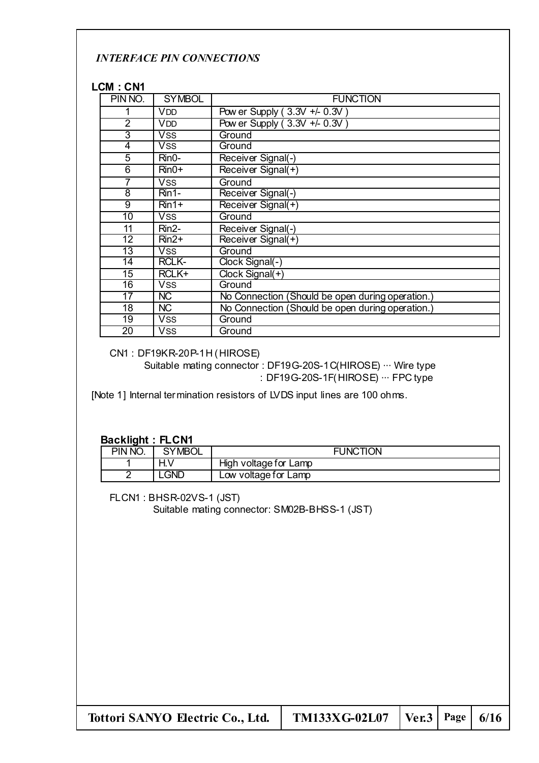*INTERFACE PIN CONNECTIONS*

**LCM : CN1**

| PIN NO. | SYMBOL | FUNCTION |
|---|---|---|
| 1 | $V_{DD}$ | Power Supply ( 3.3V +/- 0.3V ) |
| 2 | $V_{DD}$ | Power Supply ( 3.3V +/- 0.3V ) |
| 3 | $V_{SS}$ | Ground |
| 4 | $V_{SS}$ | Ground |
| 5 | Rin0- | Receiver Signal(-) |
| 6 | Rin0+ | Receiver Signal(+) |
| 7 | $V_{SS}$ | Ground |
| 8 | Rin1- | Receiver Signal(-) |
| 9 | Rin1+ | Receiver Signal(+) |
| 10 | $V_{SS}$ | Ground |
| 11 | Rin2- | Receiver Signal(-) |
| 12 | Rin2+ | Receiver Signal(+) |
| 13 | $V_{SS}$ | Ground |
| 14 | RCLK- | Clock Signal(-) |
| 15 | RCLK+ | Clock Signal(+) |
| 16 | $V_{SS}$ | Ground |
| 17 | NC | No Connection (Should be open during operation.) |
| 18 | NC | No Connection (Should be open during operation.) |
| 19 | $V_{SS}$ | Ground |
| 20 | $V_{SS}$ | Ground |

CN1 : DF19KR-20P-1H (HIROSE)
Suitable mating connector : DF19G-20S-1C(HIROSE) ··· Wire type
: DF19G-20S-1F(HIROSE) ··· FPC type

[Note 1] Internal termination resistors of LVDS input lines are 100 ohms.

**Backlight : FLCN1**

| PIN NO. | SYMBOL | FUNCTION |
|---|---|---|
| 1 | H.V | High voltage for Lamp |
| 2 | LGND | Low voltage for Lamp |

FLCN1 : BHSR-02VS-1 (JST)
Suitable mating connector: SM02B-BHSS-1 (JST)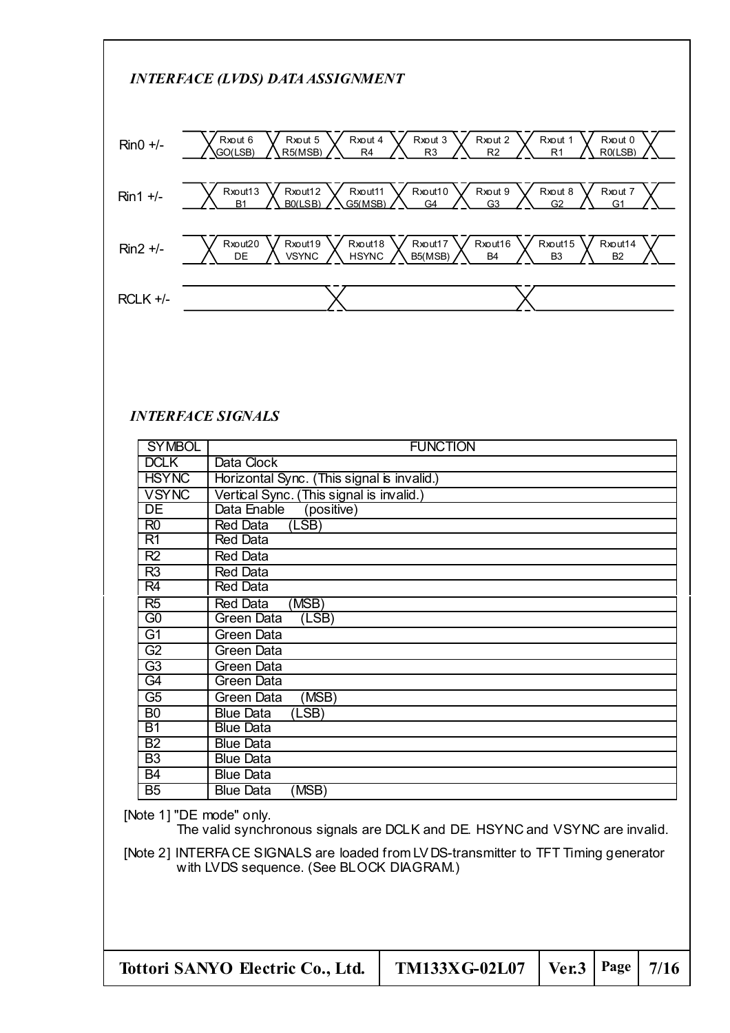### *INTERFACE (LVDS) DATA ASSIGNMENT*

| Signal | | | | | | | |
|---|---|---|---|---|---|---|---|
| Rin0 +/- | Rxout 6 G0(LSB) | Rxout 5 R5(MSB) | Rxout 4 R4 | Rxout 3 R3 | Rxout 2 R2 | Rxout 1 R1 | Rxout 0 R0(LSB) |
| Rin1 +/- | Rxout13 B1 | Rxout12 B0(LSB) | Rxout11 G5(MSB) | Rxout10 G4 | Rxout 9 G3 | Rxout 8 G2 | Rxout 7 G1 |
| Rin2 +/- | Rxout20 DE | Rxout19 VSYNC | Rxout18 HSYNC | Rxout17 B5(MSB) | Rxout16 B4 | Rxout15 B3 | Rxout14 B2 |
| RCLK +/- | | | | | | | |

### *INTERFACE SIGNALS*

| SYMBOL | FUNCTION |
|---|---|
| DCLK | Data Clock |
| HSYNC | Horizontal Sync. (This signal is invalid.) |
| VSYNC | Vertical Sync. (This signal is invalid.) |
| DE | Data Enable (positive) |
| R0 | Red Data (LSB) |
| R1 | Red Data |
| R2 | Red Data |
| R3 | Red Data |
| R4 | Red Data |
| R5 | Red Data (MSB) |
| G0 | Green Data (LSB) |
| G1 | Green Data |
| G2 | Green Data |
| G3 | Green Data |
| G4 | Green Data |
| G5 | Green Data (MSB) |
| B0 | Blue Data (LSB) |
| B1 | Blue Data |
| B2 | Blue Data |
| B3 | Blue Data |
| B4 | Blue Data |
| B5 | Blue Data (MSB) |

[Note 1] "DE mode" only.
The valid synchronous signals are DCLK and DE. HSYNC and VSYNC are invalid.

[Note 2] INTERFACE SIGNALS are loaded from LVDS-transmitter to TFT Timing generator with LVDS sequence. (See BLOCK DIAGRAM.)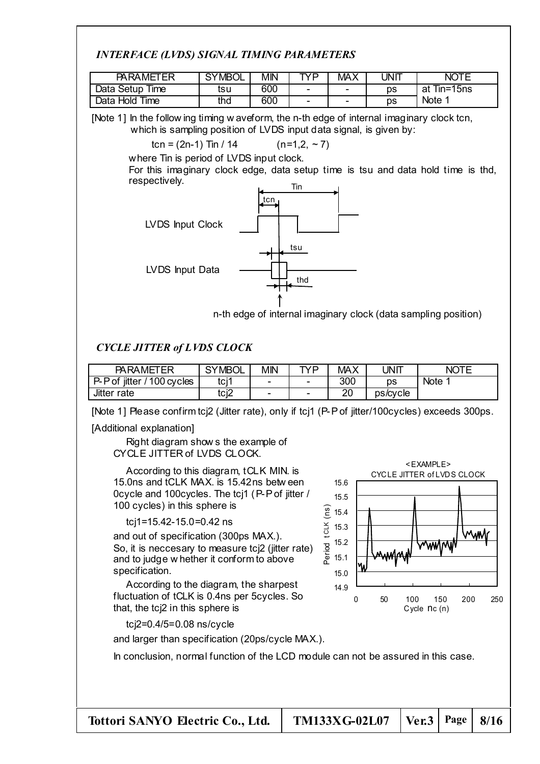### *INTERFACE (LVDS) SIGNAL TIMING PARAMETERS*

| PARAMETER | SYMBOL | MIN | TYP | MAX | UNIT | NOTE |
|---|---|---|---|---|---|---|
| Data Setup Time | tsu | 600 | - | - | ps | at Tin=15ns |
| Data Hold Time | thd | 600 | - | - | ps | Note 1 |

[Note 1] In the following waveform, the n-th edge of internal imaginary clock tcn, which is sampling position of LVDS input data signal, is given by:

$tcn = (2n-1)\ Tin / 14 \qquad (n=1,2, \sim 7)$

where Tin is period of LVDS input clock.

For this imaginary clock edge, data setup time is tsu and data hold time is thd, respectively.

Tin

tcn

LVDS Input Clock

tsu

LVDS Input Data

thd

n-th edge of internal imaginary clock (data sampling position)

### *CYCLE JITTER of LVDS CLOCK*

| PARAMETER | SYMBOL | MIN | TYP | MAX | UNIT | NOTE |
|---|---|---|---|---|---|---|
| P-P of jitter / 100 cycles | tcj1 | - | - | 300 | ps | Note 1 |
| Jitter rate | tcj2 | - | - | 20 | ps/cycle | |

[Note 1] Please confirm tcj2 (Jitter rate), only if tcj1 (P-P of jitter/100cycles) exceeds 300ps.

[Additional explanation]

Right diagram shows the example of CYCLE JITTER of LVDS CLOCK.

According to this diagram, tCLK MIN. is 15.0ns and tCLK MAX. is 15.42ns between 0cycle and 100cycles. The tcj1 (P-P of jitter / 100 cycles) in this sphere is

tcj1=15.42-15.0=0.42 ns

and out of specification (300ps MAX.).

So, it is neccesary to measure tcj2 (jitter rate) and to judge whether it conform to above specification.

According to the diagram, the sharpest fluctuation of tCLK is 0.4ns per 5cycles. So that, the tcj2 in this sphere is

tcj2=0.4/5=0.08 ns/cycle

and larger than specification (20ps/cycle MAX.).

<EXAMPLE>
CYCLE JITTER of LVDS CLOCK

Period tCLK (ns): 14.9, 15.0, 15.1, 15.2, 15.3, 15.4, 15.5, 15.6

Cycle nc (n): 0, 50, 100, 150, 200, 250

In conclusion, normal function of the LCD module can not be assured in this case.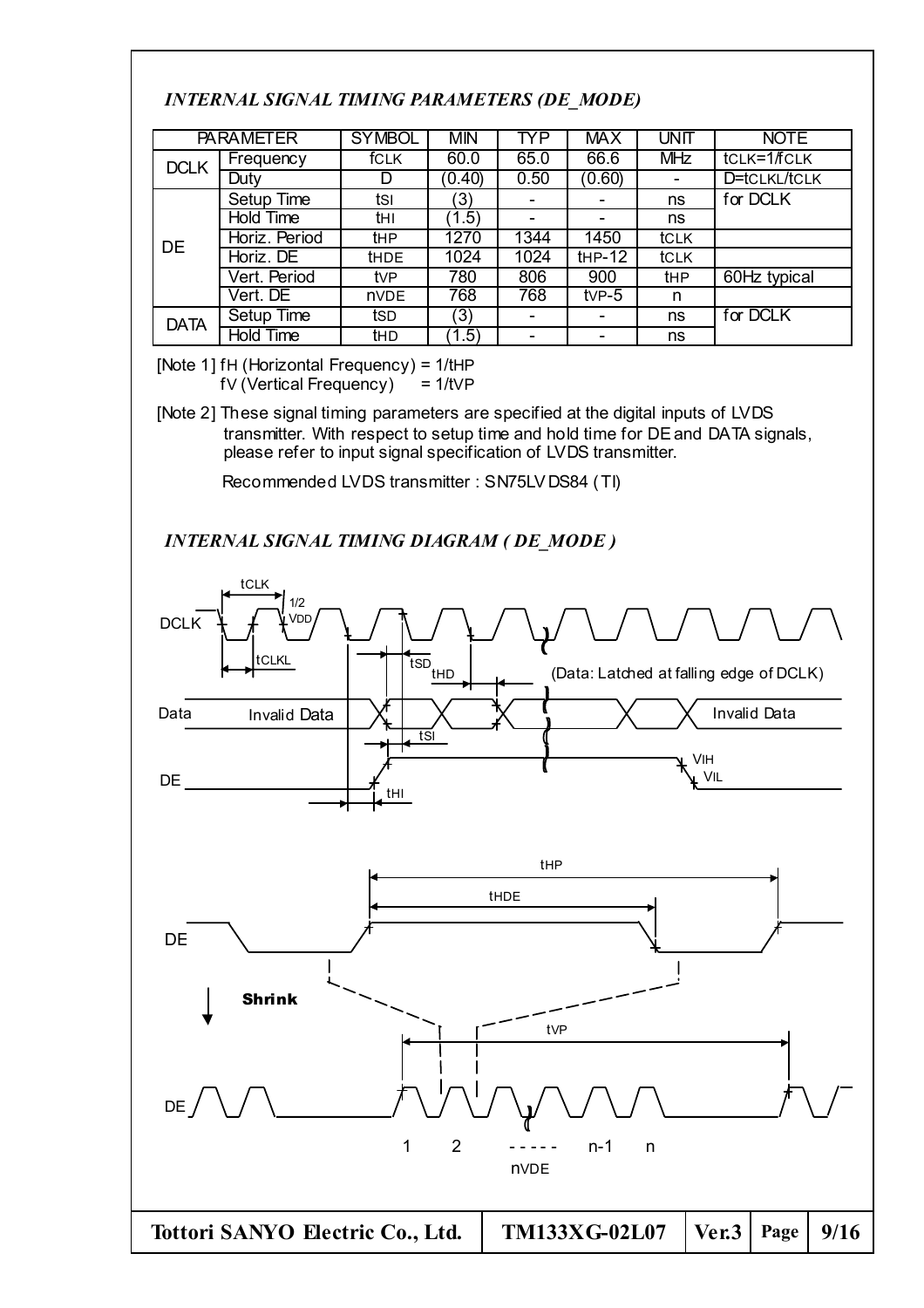### *INTERNAL SIGNAL TIMING PARAMETERS (DE_MODE)*

| PARAMETER | | SYMBOL | MIN | TYP | MAX | UNIT | NOTE |
|---|---|---|---|---|---|---|---|
| DCLK | Frequency | $f_{CLK}$ | 60.0 | 65.0 | 66.6 | MHz | $t_{CLK}=1/f_{CLK}$ |
| | Duty | D | (0.40) | 0.50 | (0.60) | - | $D=t_{CLKL}/t_{CLK}$ |
| DE | Setup Time | $t_{SI}$ | (3) | - | - | ns | for DCLK |
| | Hold Time | $t_{HI}$ | (1.5) | - | - | ns | |
| | Horiz. Period | $t_{HP}$ | 1270 | 1344 | 1450 | $t_{CLK}$ | |
| | Horiz. DE | $t_{HDE}$ | 1024 | 1024 | $t_{HP}$-12 | $t_{CLK}$ | |
| | Vert. Period | $t_{VP}$ | 780 | 806 | 900 | $t_{HP}$ | 60Hz typical |
| | Vert. DE | $n_{VDE}$ | 768 | 768 | $t_{VP}$-5 | n | |
| DATA | Setup Time | $t_{SD}$ | (3) | - | - | ns | for DCLK |
| | Hold Time | $t_{HD}$ | (1.5) | - | - | ns | |

[Note 1] $f_H$ (Horizontal Frequency) = $1/t_{HP}$
$f_V$ (Vertical Frequency) = $1/t_{VP}$

[Note 2] These signal timing parameters are specified at the digital inputs of LVDS transmitter. With respect to setup time and hold time for DE and DATA signals, please refer to input signal specification of LVDS transmitter.

Recommended LVDS transmitter : SN75LVDS84 (TI)

### *INTERNAL SIGNAL TIMING DIAGRAM ( DE_MODE )*

DCLK, Data, DE — $t_{CLK}$, $t_{CLKL}$, 1/2 VDD, $t_{SD}$, $t_{HD}$, $t_{SI}$, $t_{HI}$, VIH, VIL

(Data: Latched at falling edge of DCLK)

Invalid Data / Invalid Data

DE — $t_{HP}$, $t_{HDE}$

Shrink

DE — $t_{VP}$

1 2 ----- n-1 n

$n_{VDE}$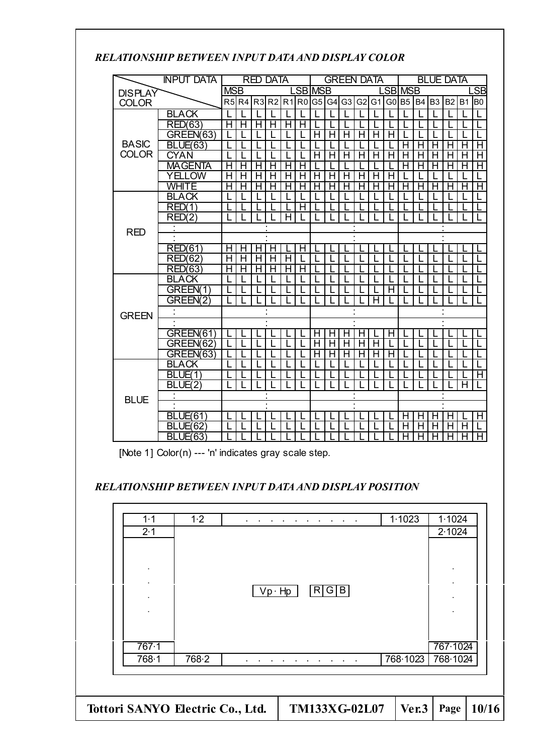### *RELATIONSHIP BETWEEN INPUT DATA AND DISPLAY COLOR*

| DISPLAY COLOR | INPUT DATA | RED DATA MSB R5 | R4 | R3 | R2 | R1 | LSB R0 | GREEN DATA MSB G5 | G4 | G3 | G2 | G1 | LSB G0 | BLUE DATA MSB B5 | B4 | B3 | B2 | B1 | LSB B0 |
|---|---|---|---|---|---|---|---|---|---|---|---|---|---|---|---|---|---|---|---|
| BASIC COLOR | BLACK | L | L | L | L | L | L | L | L | L | L | L | L | L | L | L | L | L | L |
| | RED(63) | H | H | H | H | H | H | L | L | L | L | L | L | L | L | L | L | L | L |
| | GREEN(63) | L | L | L | L | L | L | H | H | H | H | H | H | L | L | L | L | L | L |
| | BLUE(63) | L | L | L | L | L | L | L | L | L | L | L | L | H | H | H | H | H | H |
| | CYAN | L | L | L | L | L | L | H | H | H | H | H | H | H | H | H | H | H | H |
| | MAGENTA | H | H | H | H | H | H | L | L | L | L | L | L | H | H | H | H | H | H |
| | YELLOW | H | H | H | H | H | H | H | H | H | H | H | H | L | L | L | L | L | L |
| | WHITE | H | H | H | H | H | H | H | H | H | H | H | H | H | H | H | H | H | H |
| RED | BLACK | L | L | L | L | L | L | L | L | L | L | L | L | L | L | L | L | L | L |
| | RED(1) | L | L | L | L | L | H | L | L | L | L | L | L | L | L | L | L | L | L |
| | RED(2) | L | L | L | L | H | L | L | L | L | L | L | L | L | L | L | L | L | L |
| | : | | | : | | | | | | : | | | | | | : | | | |
| | : | | | : | | | | | | : | | | | | | : | | | |
| | RED(61) | H | H | H | H | L | H | L | L | L | L | L | L | L | L | L | L | L | L |
| | RED(62) | H | H | H | H | H | L | L | L | L | L | L | L | L | L | L | L | L | L |
| | RED(63) | H | H | H | H | H | H | L | L | L | L | L | L | L | L | L | L | L | L |
| GREEN | BLACK | L | L | L | L | L | L | L | L | L | L | L | L | L | L | L | L | L | L |
| | GREEN(1) | L | L | L | L | L | L | L | L | L | L | L | H | L | L | L | L | L | L |
| | GREEN(2) | L | L | L | L | L | L | L | L | L | L | H | L | L | L | L | L | L | L |
| | : | | | : | | | | | | : | | | | | | : | | | |
| | : | | | : | | | | | | : | | | | | | : | | | |
| | GREEN(61) | L | L | L | L | L | L | H | H | H | H | L | H | L | L | L | L | L | L |
| | GREEN(62) | L | L | L | L | L | L | H | H | H | H | H | L | L | L | L | L | L | L |
| | GREEN(63) | L | L | L | L | L | L | H | H | H | H | H | H | L | L | L | L | L | L |
| BLUE | BLACK | L | L | L | L | L | L | L | L | L | L | L | L | L | L | L | L | L | L |
| | BLUE(1) | L | L | L | L | L | L | L | L | L | L | L | L | L | L | L | L | L | H |
| | BLUE(2) | L | L | L | L | L | L | L | L | L | L | L | L | L | L | L | L | H | L |
| | : | | | : | | | | | | : | | | | | | : | | | |
| | : | | | : | | | | | | : | | | | | | : | | | |
| | BLUE(61) | L | L | L | L | L | L | L | L | L | L | L | L | H | H | H | H | L | H |
| | BLUE(62) | L | L | L | L | L | L | L | L | L | L | L | L | H | H | H | H | H | L |
| | BLUE(63) | L | L | L | L | L | L | L | L | L | L | L | L | H | H | H | H | H | H |

[Note 1] Color(n) --- 'n' indicates gray scale step.

### *RELATIONSHIP BETWEEN INPUT DATA AND DISPLAY POSITION*

| 1·1 | 1·2 | . . . . . . . . . . . | 1·1023 | 1·1024 |
|---|---|---|---|---|
| 2·1 | | | | 2·1024 |
| . | | | | . |
| . | | Vp · Hp &nbsp;&nbsp; R G B | | . |
| . | | | | . |
| . | | | | . |
| 767·1 | | | | 767·1024 |
| 768·1 | 768·2 | . . . . . . . . . . . | 768·1023 | 768·1024 |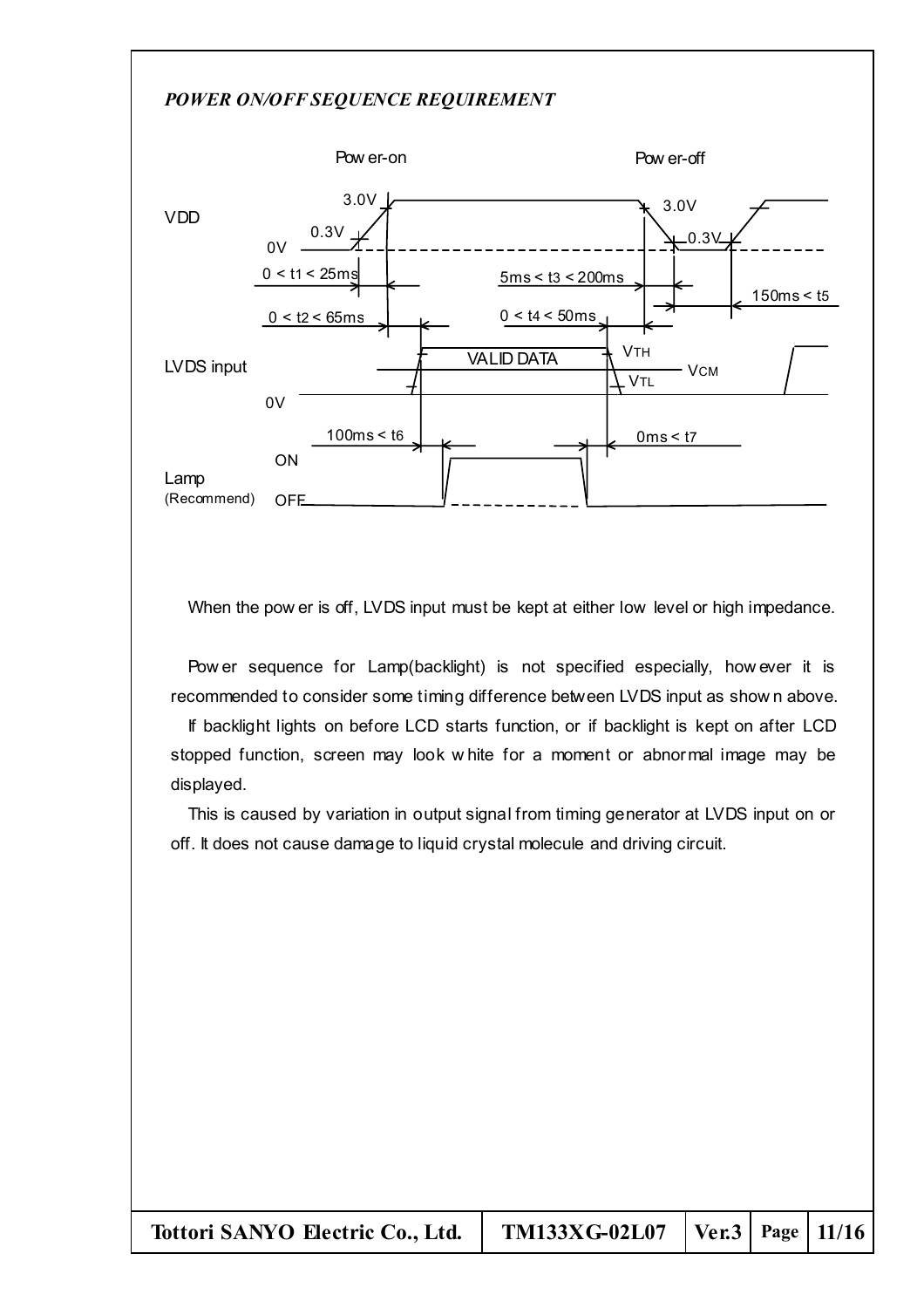*POWER ON/OFF SEQUENCE REQUIREMENT*

Power-on / Power-off

VDD: 3.0V, 0.3V, 0V

$0 < t_1 < 25ms$

$0 < t_2 < 65ms$

$5ms < t_3 < 200ms$

$0 < t_4 < 50ms$

$150ms < t_5$

LVDS input: VALID DATA, $V_{TH}$, $V_{CM}$, $V_{TL}$, 0V

$100ms < t_6$

$0ms < t_7$

Lamp (Recommend): ON, OFF

When the power is off, LVDS input must be kept at either low level or high impedance.

Power sequence for Lamp(backlight) is not specified especially, however it is recommended to consider some timing difference between LVDS input as shown above.

If backlight lights on before LCD starts function, or if backlight is kept on after LCD stopped function, screen may look white for a moment or abnormal image may be displayed.

This is caused by variation in output signal from timing generator at LVDS input on or off. It does not cause damage to liquid crystal molecule and driving circuit.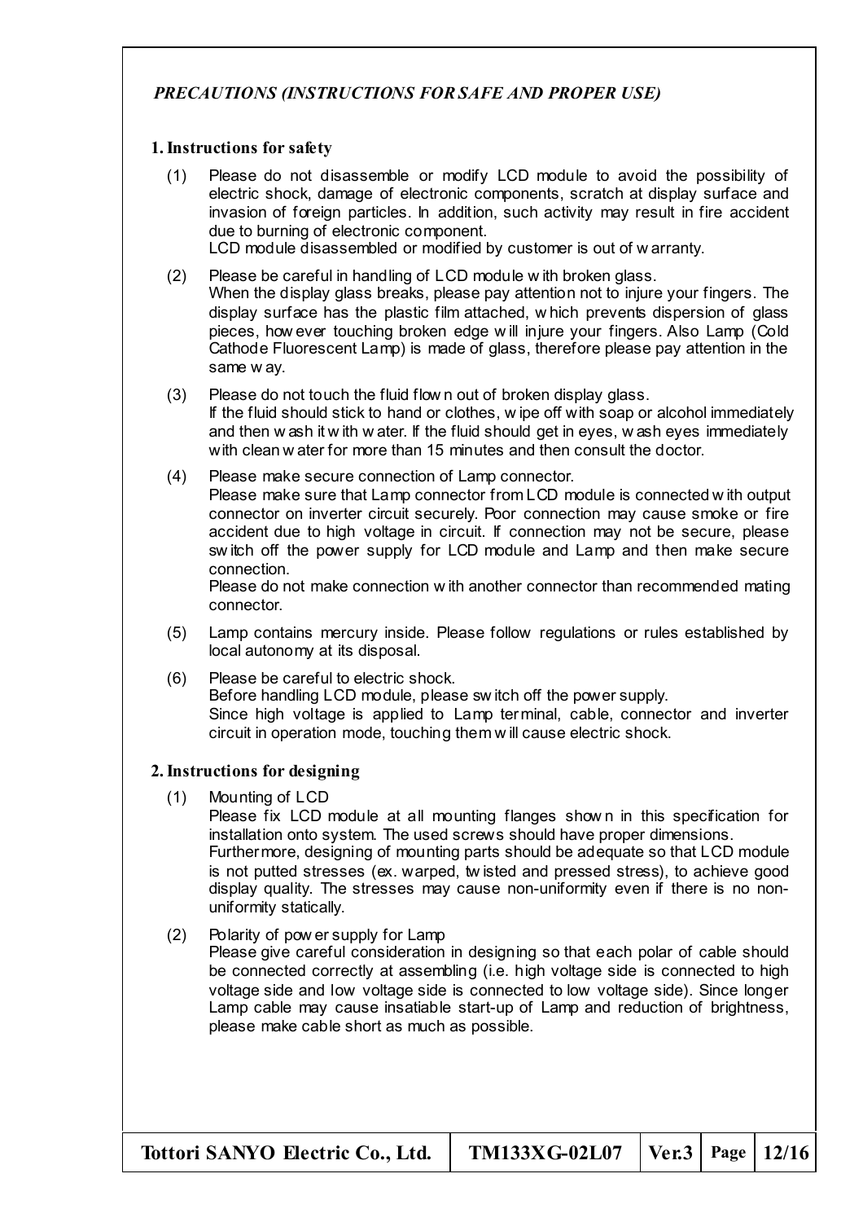*PRECAUTIONS (INSTRUCTIONS FOR SAFE AND PROPER USE)*

**1. Instructions for safety**

(1) Please do not disassemble or modify LCD module to avoid the possibility of electric shock, damage of electronic components, scratch at display surface and invasion of foreign particles. In addition, such activity may result in fire accident due to burning of electronic component.
LCD module disassembled or modified by customer is out of warranty.

(2) Please be careful in handling of LCD module with broken glass.
When the display glass breaks, please pay attention not to injure your fingers. The display surface has the plastic film attached, which prevents dispersion of glass pieces, however touching broken edge will injure your fingers. Also Lamp (Cold Cathode Fluorescent Lamp) is made of glass, therefore please pay attention in the same way.

(3) Please do not touch the fluid flown out of broken display glass.
If the fluid should stick to hand or clothes, wipe off with soap or alcohol immediately and then wash it with water. If the fluid should get in eyes, wash eyes immediately with clean water for more than 15 minutes and then consult the doctor.

(4) Please make secure connection of Lamp connector.
Please make sure that Lamp connector from LCD module is connected with output connector on inverter circuit securely. Poor connection may cause smoke or fire accident due to high voltage in circuit. If connection may not be secure, please switch off the power supply for LCD module and Lamp and then make secure connection.
Please do not make connection with another connector than recommended mating connector.

(5) Lamp contains mercury inside. Please follow regulations or rules established by local autonomy at its disposal.

(6) Please be careful to electric shock.
Before handling LCD module, please switch off the power supply.
Since high voltage is applied to Lamp terminal, cable, connector and inverter circuit in operation mode, touching them will cause electric shock.

**2. Instructions for designing**

(1) Mounting of LCD
Please fix LCD module at all mounting flanges shown in this specification for installation onto system. The used screws should have proper dimensions.
Furthermore, designing of mounting parts should be adequate so that LCD module is not putted stresses (ex. warped, twisted and pressed stress), to achieve good display quality. The stresses may cause non-uniformity even if there is no non-uniformity statically.

(2) Polarity of power supply for Lamp
Please give careful consideration in designing so that each polar of cable should be connected correctly at assembling (i.e. high voltage side is connected to high voltage side and low voltage side is connected to low voltage side). Since longer Lamp cable may cause insatiable start-up of Lamp and reduction of brightness, please make cable short as much as possible.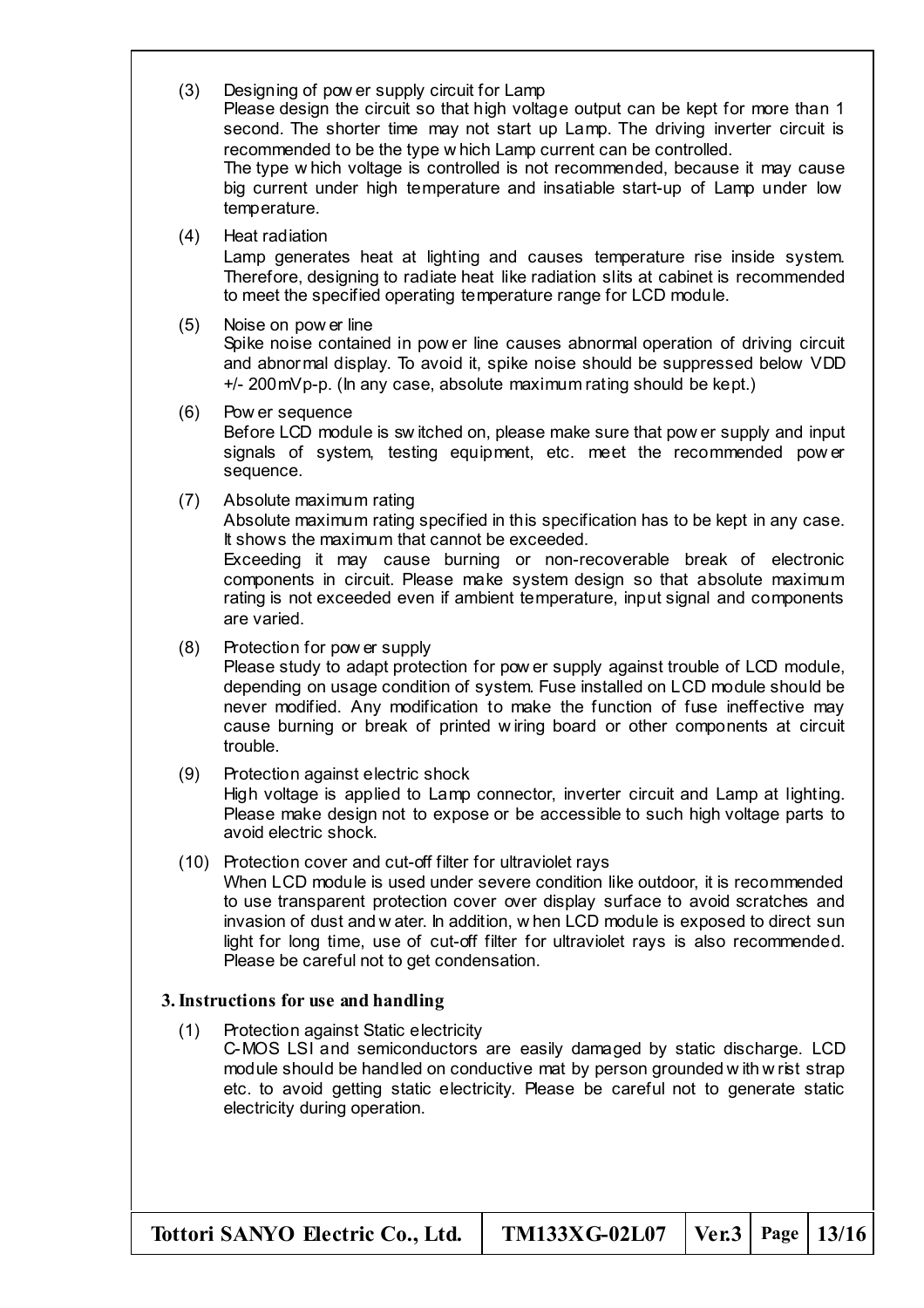(3) Designing of power supply circuit for Lamp
Please design the circuit so that high voltage output can be kept for more than 1 second. The shorter time may not start up Lamp. The driving inverter circuit is recommended to be the type which Lamp current can be controlled.
The type which voltage is controlled is not recommended, because it may cause big current under high temperature and insatiable start-up of Lamp under low temperature.

(4) Heat radiation
Lamp generates heat at lighting and causes temperature rise inside system. Therefore, designing to radiate heat like radiation slits at cabinet is recommended to meet the specified operating temperature range for LCD module.

(5) Noise on power line
Spike noise contained in power line causes abnormal operation of driving circuit and abnormal display. To avoid it, spike noise should be suppressed below VDD +/- 200mVp-p. (In any case, absolute maximum rating should be kept.)

(6) Power sequence
Before LCD module is switched on, please make sure that power supply and input signals of system, testing equipment, etc. meet the recommended power sequence.

(7) Absolute maximum rating
Absolute maximum rating specified in this specification has to be kept in any case. It shows the maximum that cannot be exceeded.
Exceeding it may cause burning or non-recoverable break of electronic components in circuit. Please make system design so that absolute maximum rating is not exceeded even if ambient temperature, input signal and components are varied.

(8) Protection for power supply
Please study to adapt protection for power supply against trouble of LCD module, depending on usage condition of system. Fuse installed on LCD module should be never modified. Any modification to make the function of fuse ineffective may cause burning or break of printed wiring board or other components at circuit trouble.

(9) Protection against electric shock
High voltage is applied to Lamp connector, inverter circuit and Lamp at lighting. Please make design not to expose or be accessible to such high voltage parts to avoid electric shock.

(10) Protection cover and cut-off filter for ultraviolet rays
When LCD module is used under severe condition like outdoor, it is recommended to use transparent protection cover over display surface to avoid scratches and invasion of dust and water. In addition, when LCD module is exposed to direct sun light for long time, use of cut-off filter for ultraviolet rays is also recommended. Please be careful not to get condensation.

**3. Instructions for use and handling**

(1) Protection against Static electricity
C-MOS LSI and semiconductors are easily damaged by static discharge. LCD module should be handled on conductive mat by person grounded with wrist strap etc. to avoid getting static electricity. Please be careful not to generate static electricity during operation.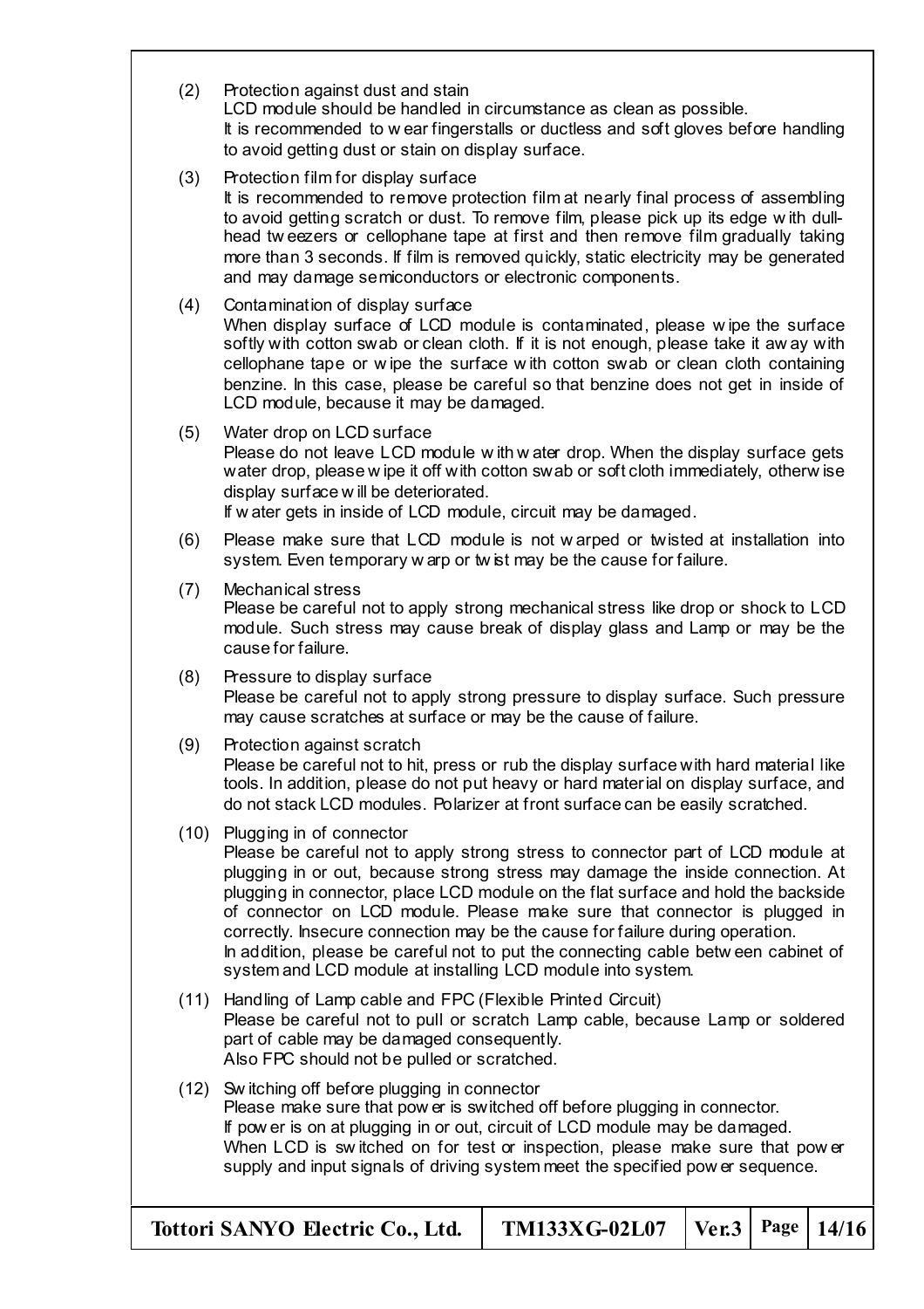(2) Protection against dust and stain
LCD module should be handled in circumstance as clean as possible.
It is recommended to wear fingerstalls or ductless and soft gloves before handling to avoid getting dust or stain on display surface.

(3) Protection film for display surface
It is recommended to remove protection film at nearly final process of assembling to avoid getting scratch or dust. To remove film, please pick up its edge with dull-head tweezers or cellophane tape at first and then remove film gradually taking more than 3 seconds. If film is removed quickly, static electricity may be generated and may damage semiconductors or electronic components.

(4) Contamination of display surface
When display surface of LCD module is contaminated, please wipe the surface softly with cotton swab or clean cloth. If it is not enough, please take it away with cellophane tape or wipe the surface with cotton swab or clean cloth containing benzine. In this case, please be careful so that benzine does not get in inside of LCD module, because it may be damaged.

(5) Water drop on LCD surface
Please do not leave LCD module with water drop. When the display surface gets water drop, please wipe it off with cotton swab or soft cloth immediately, otherwise display surface will be deteriorated.
If water gets in inside of LCD module, circuit may be damaged.

(6) Please make sure that LCD module is not warped or twisted at installation into system. Even temporary warp or twist may be the cause for failure.

(7) Mechanical stress
Please be careful not to apply strong mechanical stress like drop or shock to LCD module. Such stress may cause break of display glass and Lamp or may be the cause for failure.

(8) Pressure to display surface
Please be careful not to apply strong pressure to display surface. Such pressure may cause scratches at surface or may be the cause of failure.

(9) Protection against scratch
Please be careful not to hit, press or rub the display surface with hard material like tools. In addition, please do not put heavy or hard material on display surface, and do not stack LCD modules. Polarizer at front surface can be easily scratched.

(10) Plugging in of connector
Please be careful not to apply strong stress to connector part of LCD module at plugging in or out, because strong stress may damage the inside connection. At plugging in connector, place LCD module on the flat surface and hold the backside of connector on LCD module. Please make sure that connector is plugged in correctly. Insecure connection may be the cause for failure during operation.
In addition, please be careful not to put the connecting cable between cabinet of system and LCD module at installing LCD module into system.

(11) Handling of Lamp cable and FPC (Flexible Printed Circuit)
Please be careful not to pull or scratch Lamp cable, because Lamp or soldered part of cable may be damaged consequently.
Also FPC should not be pulled or scratched.

(12) Switching off before plugging in connector
Please make sure that power is switched off before plugging in connector.
If power is on at plugging in or out, circuit of LCD module may be damaged.
When LCD is switched on for test or inspection, please make sure that power supply and input signals of driving system meet the specified power sequence.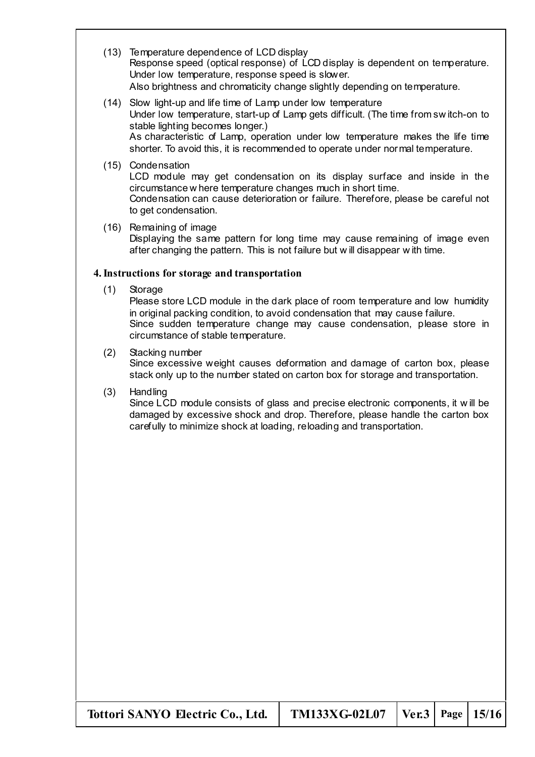(13) Temperature dependence of LCD display
Response speed (optical response) of LCD display is dependent on temperature. Under low temperature, response speed is slower.
Also brightness and chromaticity change slightly depending on temperature.

(14) Slow light-up and life time of Lamp under low temperature
Under low temperature, start-up of Lamp gets difficult. (The time from switch-on to stable lighting becomes longer.)
As characteristic of Lamp, operation under low temperature makes the life time shorter. To avoid this, it is recommended to operate under normal temperature.

(15) Condensation
LCD module may get condensation on its display surface and inside in the circumstance where temperature changes much in short time.
Condensation can cause deterioration or failure. Therefore, please be careful not to get condensation.

(16) Remaining of image
Displaying the same pattern for long time may cause remaining of image even after changing the pattern. This is not failure but will disappear with time.

## 4. Instructions for storage and transportation

(1) Storage
Please store LCD module in the dark place of room temperature and low humidity in original packing condition, to avoid condensation that may cause failure.
Since sudden temperature change may cause condensation, please store in circumstance of stable temperature.

(2) Stacking number
Since excessive weight causes deformation and damage of carton box, please stack only up to the number stated on carton box for storage and transportation.

(3) Handling
Since LCD module consists of glass and precise electronic components, it will be damaged by excessive shock and drop. Therefore, please handle the carton box carefully to minimize shock at loading, reloading and transportation.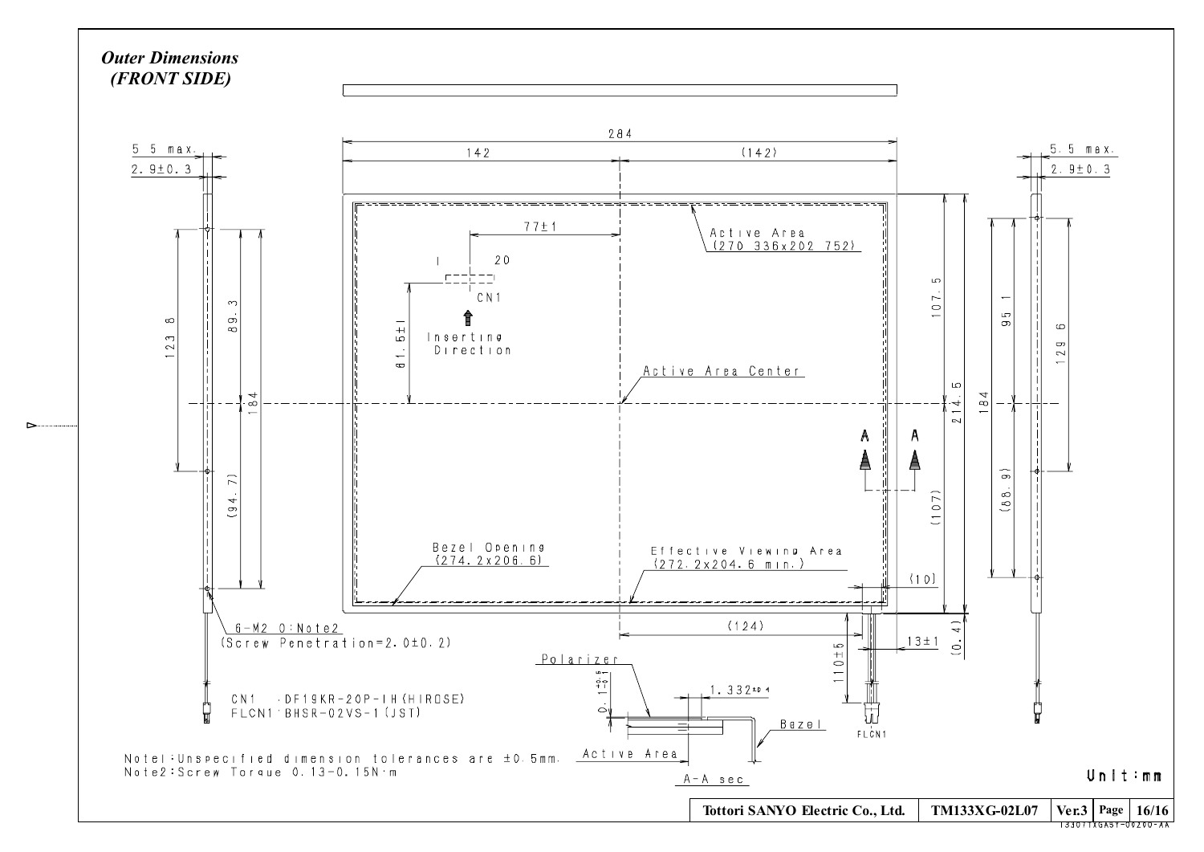## *Outer Dimensions (FRONT SIDE)*

284

142

(142)

5.5 max.

2.9±0.3

77±1

Active Area (270.336x202.752)

1 20

CN1

Inserting Direction

81.5±1

Active Area Center

123.8

89.3

184

(94.7)

107.5

214.5

(107)

184

95.1

129.6

(88.9)

A A

Bezel Opening (274.2x206.6)

Effective Viewing Area (272.2x204.6 min.)

(10)

(124)

13±1

(0.4)

110±5

6-M2.0:Note2 (Screw Penetration=2.0±0.2)

CN1 : DF19KR-20P-1H(HIROSE)
FLCN1: BHSR-02VS-1(JST)

Polarizer

1.332±0.4

Bezel

FLCN1

Active Area

A-A sec

Note1: Unspecified dimension tolerances are ±0.5mm.
Note2: Screw Torque 0.13-0.15N·m

Unit: mm

| Tottori SANYO Electric Co., Ltd. | TM133XG-02L07 | Ver.3 | Page 16/16 |
|---|---|---|---|